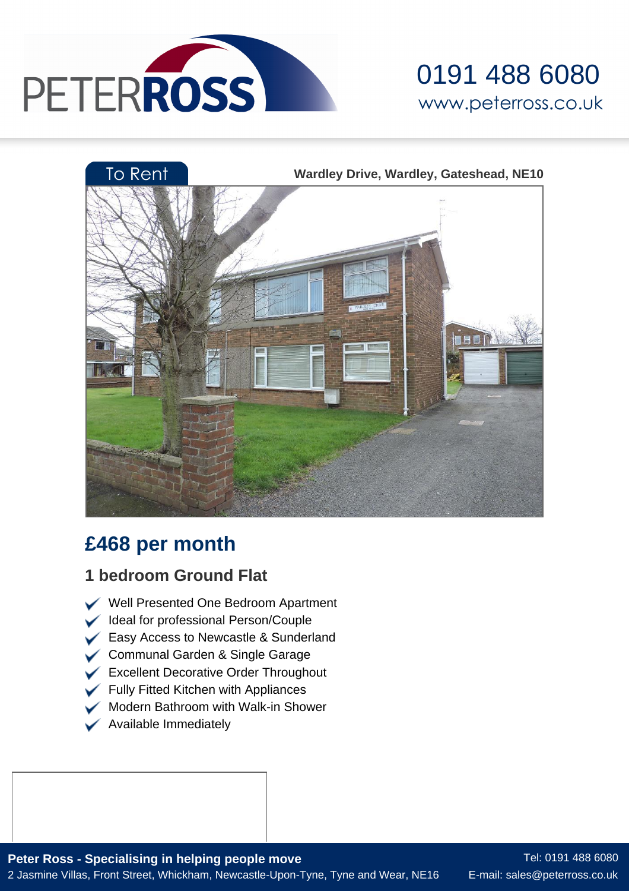PETER ROSS

0191 488 6080
www.peterross.co.uk

To Rent

**Wardley Drive, Wardley, Gateshead, NE10**

## £468 per month

### 1 bedroom Ground Flat

- Well Presented One Bedroom Apartment
- Ideal for professional Person/Couple
- Easy Access to Newcastle & Sunderland
- Communal Garden & Single Garage
- Excellent Decorative Order Throughout
- Fully Fitted Kitchen with Appliances
- Modern Bathroom with Walk-in Shower
- Available Immediately

**Peter Ross - Specialising in helping people move**
2 Jasmine Villas, Front Street, Whickham, Newcastle-Upon-Tyne, Tyne and Wear, NE16

Tel: 0191 488 6080
E-mail: sales@peterross.co.uk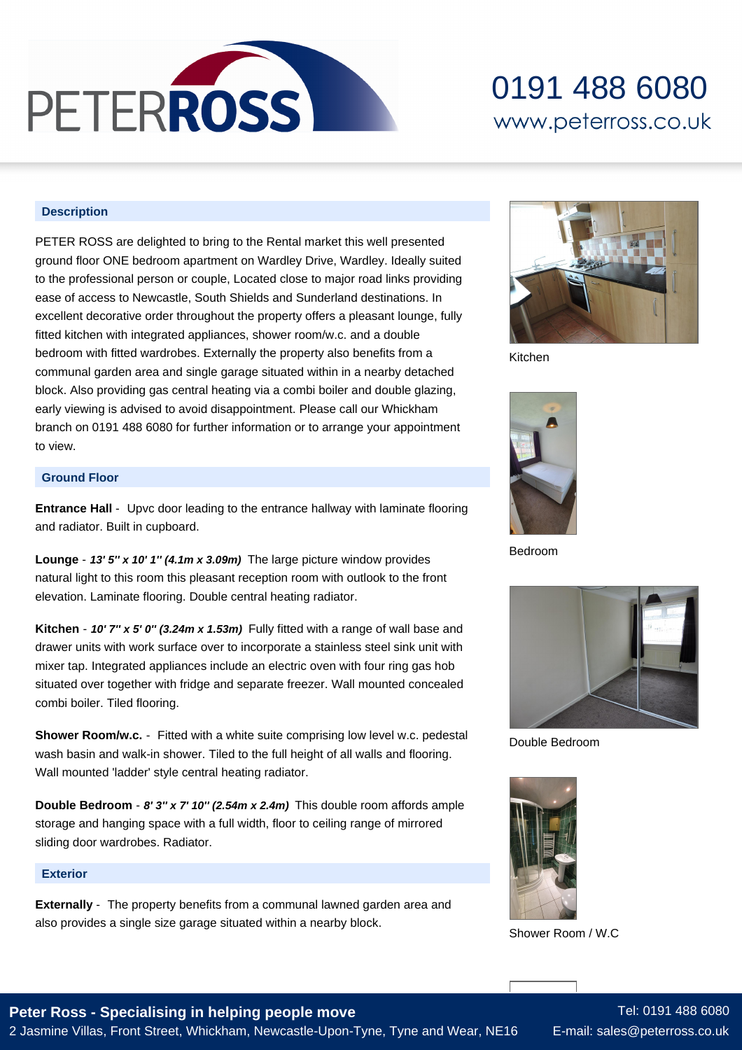## Description

PETER ROSS are delighted to bring to the Rental market this well presented ground floor ONE bedroom apartment on Wardley Drive, Wardley. Ideally suited to the professional person or couple, Located close to major road links providing ease of access to Newcastle, South Shields and Sunderland destinations. In excellent decorative order throughout the property offers a pleasant lounge, fully fitted kitchen with integrated appliances, shower room/w.c. and a double bedroom with fitted wardrobes. Externally the property also benefits from a communal garden area and single garage situated within in a nearby detached block. Also providing gas central heating via a combi boiler and double glazing, early viewing is advised to avoid disappointment. Please call our Whickham branch on 0191 488 6080 for further information or to arrange your appointment to view.

## Ground Floor

**Entrance Hall** - Upvc door leading to the entrance hallway with laminate flooring and radiator. Built in cupboard.

**Lounge** - ***13' 5" x 10' 1" (4.1m x 3.09m)*** The large picture window provides natural light to this room this pleasant reception room with outlook to the front elevation. Laminate flooring. Double central heating radiator.

**Kitchen** - ***10' 7" x 5' 0" (3.24m x 1.53m)*** Fully fitted with a range of wall base and drawer units with work surface over to incorporate a stainless steel sink unit with mixer tap. Integrated appliances include an electric oven with four ring gas hob situated over together with fridge and separate freezer. Wall mounted concealed combi boiler. Tiled flooring.

**Shower Room/w.c.** - Fitted with a white suite comprising low level w.c. pedestal wash basin and walk-in shower. Tiled to the full height of all walls and flooring. Wall mounted 'ladder' style central heating radiator.

**Double Bedroom** - ***8' 3" x 7' 10" (2.54m x 2.4m)*** This double room affords ample storage and hanging space with a full width, floor to ceiling range of mirrored sliding door wardrobes. Radiator.

## Exterior

**Externally** - The property benefits from a communal lawned garden area and also provides a single size garage situated within a nearby block.

Kitchen

Bedroom

Double Bedroom

Shower Room / W.C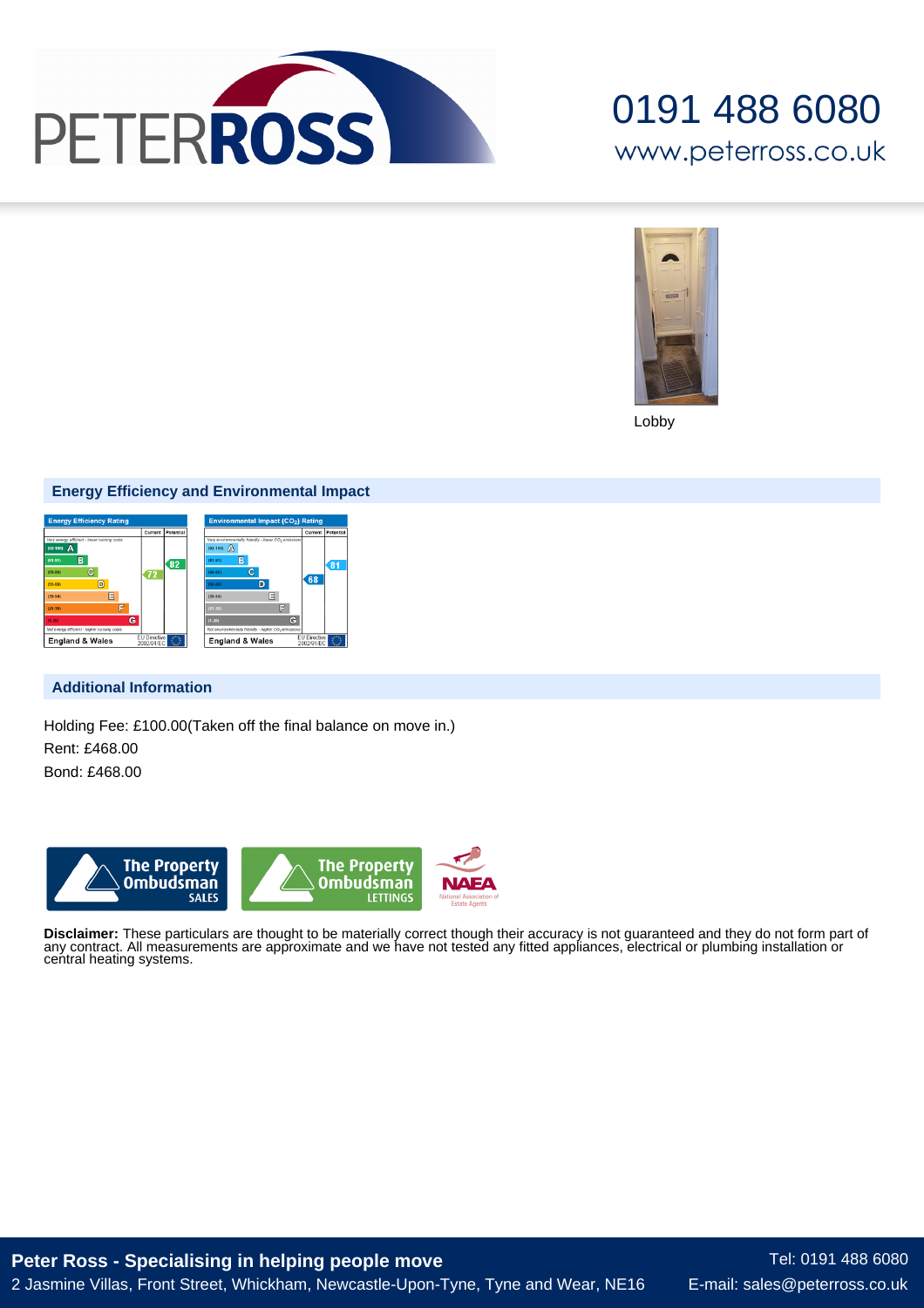Lobby

## Energy Efficiency and Environmental Impact

Energy Efficiency Rating

Current: 72
Potential: 82

Environmental Impact ($CO_2$) Rating

Current: 68
Potential: 81

England & Wales — EU Directive 2002/91/EC

## Additional Information

Holding Fee: £100.00(Taken off the final balance on move in.)

Rent: £468.00

Bond: £468.00

**Disclaimer:** These particulars are thought to be materially correct though their accuracy is not guaranteed and they do not form part of any contract. All measurements are approximate and we have not tested any fitted appliances, electrical or plumbing installation or central heating systems.